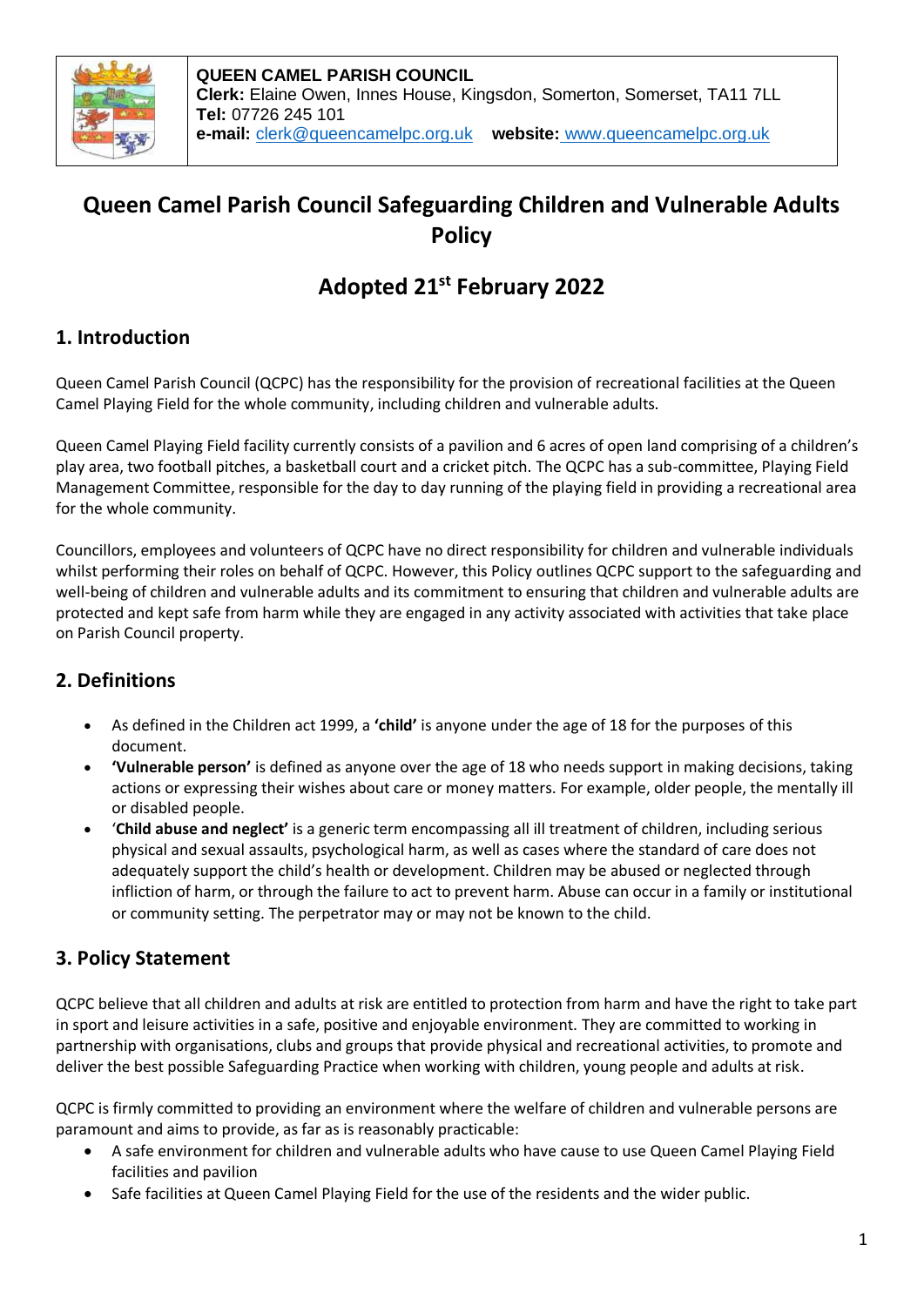**QUEEN CAMEL PARISH COUNCIL**
**Clerk:** Elaine Owen, Innes House, Kingsdon, Somerton, Somerset, TA11 7LL
**Tel:** 07726 245 101
**e-mail:** clerk@queencamelpc.org.uk **website:** www.queencamelpc.org.uk

# Queen Camel Parish Council Safeguarding Children and Vulnerable Adults Policy

# Adopted 21st February 2022

## 1. Introduction

Queen Camel Parish Council (QCPC) has the responsibility for the provision of recreational facilities at the Queen Camel Playing Field for the whole community, including children and vulnerable adults.

Queen Camel Playing Field facility currently consists of a pavilion and 6 acres of open land comprising of a children's play area, two football pitches, a basketball court and a cricket pitch. The QCPC has a sub-committee, Playing Field Management Committee, responsible for the day to day running of the playing field in providing a recreational area for the whole community.

Councillors, employees and volunteers of QCPC have no direct responsibility for children and vulnerable individuals whilst performing their roles on behalf of QCPC. However, this Policy outlines QCPC support to the safeguarding and well-being of children and vulnerable adults and its commitment to ensuring that children and vulnerable adults are protected and kept safe from harm while they are engaged in any activity associated with activities that take place on Parish Council property.

## 2. Definitions

- As defined in the Children act 1999, a **'child'** is anyone under the age of 18 for the purposes of this document.
- **'Vulnerable person'** is defined as anyone over the age of 18 who needs support in making decisions, taking actions or expressing their wishes about care or money matters. For example, older people, the mentally ill or disabled people.
- '**Child abuse and neglect'** is a generic term encompassing all ill treatment of children, including serious physical and sexual assaults, psychological harm, as well as cases where the standard of care does not adequately support the child's health or development. Children may be abused or neglected through infliction of harm, or through the failure to act to prevent harm. Abuse can occur in a family or institutional or community setting. The perpetrator may or may not be known to the child.

## 3. Policy Statement

QCPC believe that all children and adults at risk are entitled to protection from harm and have the right to take part in sport and leisure activities in a safe, positive and enjoyable environment. They are committed to working in partnership with organisations, clubs and groups that provide physical and recreational activities, to promote and deliver the best possible Safeguarding Practice when working with children, young people and adults at risk.

QCPC is firmly committed to providing an environment where the welfare of children and vulnerable persons are paramount and aims to provide, as far as is reasonably practicable:

- A safe environment for children and vulnerable adults who have cause to use Queen Camel Playing Field facilities and pavilion
- Safe facilities at Queen Camel Playing Field for the use of the residents and the wider public.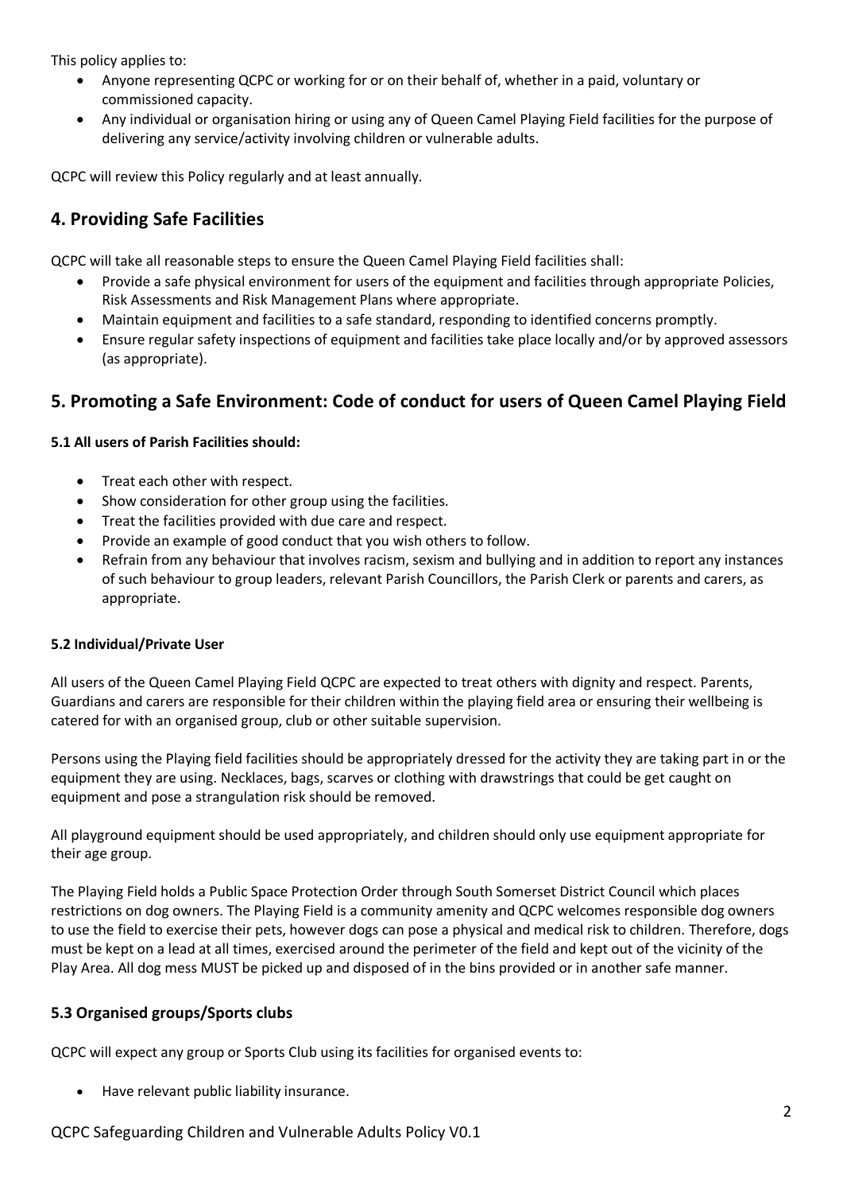This policy applies to:

- Anyone representing QCPC or working for or on their behalf of, whether in a paid, voluntary or commissioned capacity.
- Any individual or organisation hiring or using any of Queen Camel Playing Field facilities for the purpose of delivering any service/activity involving children or vulnerable adults.

QCPC will review this Policy regularly and at least annually.

## 4. Providing Safe Facilities

QCPC will take all reasonable steps to ensure the Queen Camel Playing Field facilities shall:

- Provide a safe physical environment for users of the equipment and facilities through appropriate Policies, Risk Assessments and Risk Management Plans where appropriate.
- Maintain equipment and facilities to a safe standard, responding to identified concerns promptly.
- Ensure regular safety inspections of equipment and facilities take place locally and/or by approved assessors (as appropriate).

## 5. Promoting a Safe Environment: Code of conduct for users of Queen Camel Playing Field

#### 5.1 All users of Parish Facilities should:

- Treat each other with respect.
- Show consideration for other group using the facilities.
- Treat the facilities provided with due care and respect.
- Provide an example of good conduct that you wish others to follow.
- Refrain from any behaviour that involves racism, sexism and bullying and in addition to report any instances of such behaviour to group leaders, relevant Parish Councillors, the Parish Clerk or parents and carers, as appropriate.

#### 5.2 Individual/Private User

All users of the Queen Camel Playing Field QCPC are expected to treat others with dignity and respect. Parents, Guardians and carers are responsible for their children within the playing field area or ensuring their wellbeing is catered for with an organised group, club or other suitable supervision.

Persons using the Playing field facilities should be appropriately dressed for the activity they are taking part in or the equipment they are using. Necklaces, bags, scarves or clothing with drawstrings that could be get caught on equipment and pose a strangulation risk should be removed.

All playground equipment should be used appropriately, and children should only use equipment appropriate for their age group.

The Playing Field holds a Public Space Protection Order through South Somerset District Council which places restrictions on dog owners. The Playing Field is a community amenity and QCPC welcomes responsible dog owners to use the field to exercise their pets, however dogs can pose a physical and medical risk to children. Therefore, dogs must be kept on a lead at all times, exercised around the perimeter of the field and kept out of the vicinity of the Play Area. All dog mess MUST be picked up and disposed of in the bins provided or in another safe manner.

### 5.3 Organised groups/Sports clubs

QCPC will expect any group or Sports Club using its facilities for organised events to:

- Have relevant public liability insurance.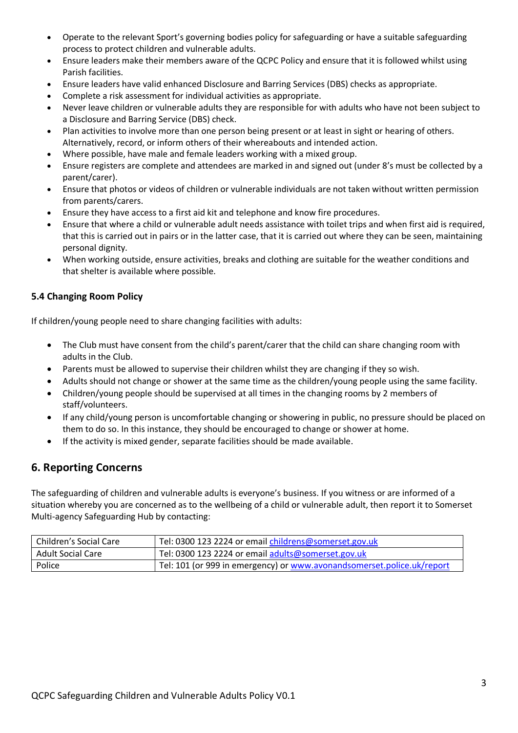- Operate to the relevant Sport's governing bodies policy for safeguarding or have a suitable safeguarding process to protect children and vulnerable adults.
- Ensure leaders make their members aware of the QCPC Policy and ensure that it is followed whilst using Parish facilities.
- Ensure leaders have valid enhanced Disclosure and Barring Services (DBS) checks as appropriate.
- Complete a risk assessment for individual activities as appropriate.
- Never leave children or vulnerable adults they are responsible for with adults who have not been subject to a Disclosure and Barring Service (DBS) check.
- Plan activities to involve more than one person being present or at least in sight or hearing of others. Alternatively, record, or inform others of their whereabouts and intended action.
- Where possible, have male and female leaders working with a mixed group.
- Ensure registers are complete and attendees are marked in and signed out (under 8's must be collected by a parent/carer).
- Ensure that photos or videos of children or vulnerable individuals are not taken without written permission from parents/carers.
- Ensure they have access to a first aid kit and telephone and know fire procedures.
- Ensure that where a child or vulnerable adult needs assistance with toilet trips and when first aid is required, that this is carried out in pairs or in the latter case, that it is carried out where they can be seen, maintaining personal dignity.
- When working outside, ensure activities, breaks and clothing are suitable for the weather conditions and that shelter is available where possible.

### 5.4 Changing Room Policy

If children/young people need to share changing facilities with adults:

- The Club must have consent from the child's parent/carer that the child can share changing room with adults in the Club.
- Parents must be allowed to supervise their children whilst they are changing if they so wish.
- Adults should not change or shower at the same time as the children/young people using the same facility.
- Children/young people should be supervised at all times in the changing rooms by 2 members of staff/volunteers.
- If any child/young person is uncomfortable changing or showering in public, no pressure should be placed on them to do so. In this instance, they should be encouraged to change or shower at home.
- If the activity is mixed gender, separate facilities should be made available.

## 6. Reporting Concerns

The safeguarding of children and vulnerable adults is everyone's business. If you witness or are informed of a situation whereby you are concerned as to the wellbeing of a child or vulnerable adult, then report it to Somerset Multi-agency Safeguarding Hub by contacting:

| | |
|---|---|
| Children's Social Care | Tel: 0300 123 2224 or email childrens@somerset.gov.uk |
| Adult Social Care | Tel: 0300 123 2224 or email adults@somerset.gov.uk |
| Police | Tel: 101 (or 999 in emergency) or www.avonandsomerset.police.uk/report |